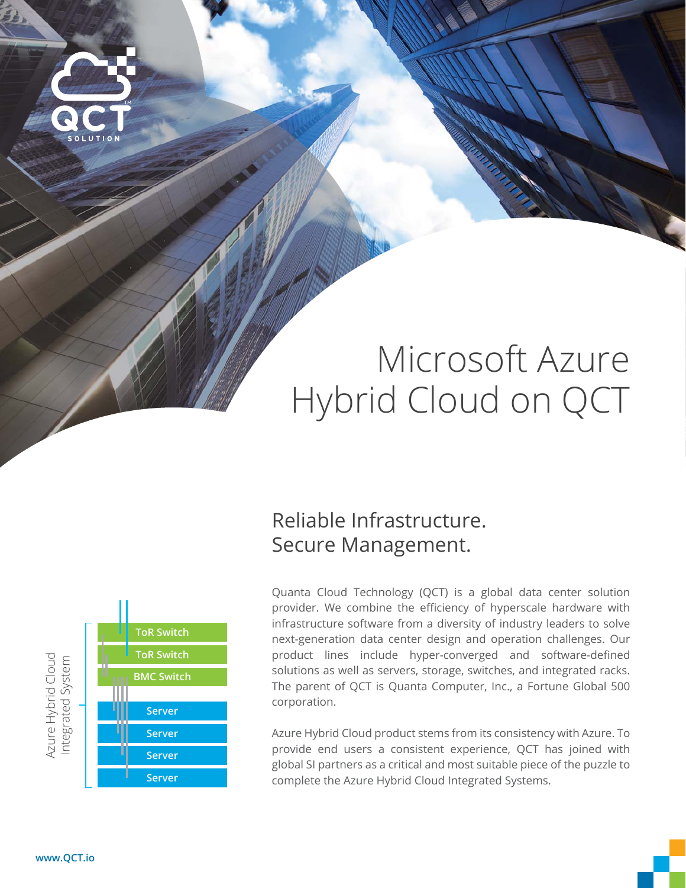# Microsoft Azure Hybrid Cloud on QCT

Azure Hybrid Cloud Integrated System

ToR Switch
ToR Switch
BMC Switch
Server
Server
Server
Server

## Reliable Infrastructure. Secure Management.

Quanta Cloud Technology (QCT) is a global data center solution provider. We combine the efficiency of hyperscale hardware with infrastructure software from a diversity of industry leaders to solve next-generation data center design and operation challenges. Our product lines include hyper-converged and software-defined solutions as well as servers, storage, switches, and integrated racks. The parent of QCT is Quanta Computer, Inc., a Fortune Global 500 corporation.

Azure Hybrid Cloud product stems from its consistency with Azure. To provide end users a consistent experience, QCT has joined with global SI partners as a critical and most suitable piece of the puzzle to complete the Azure Hybrid Cloud Integrated Systems.

www.QCT.io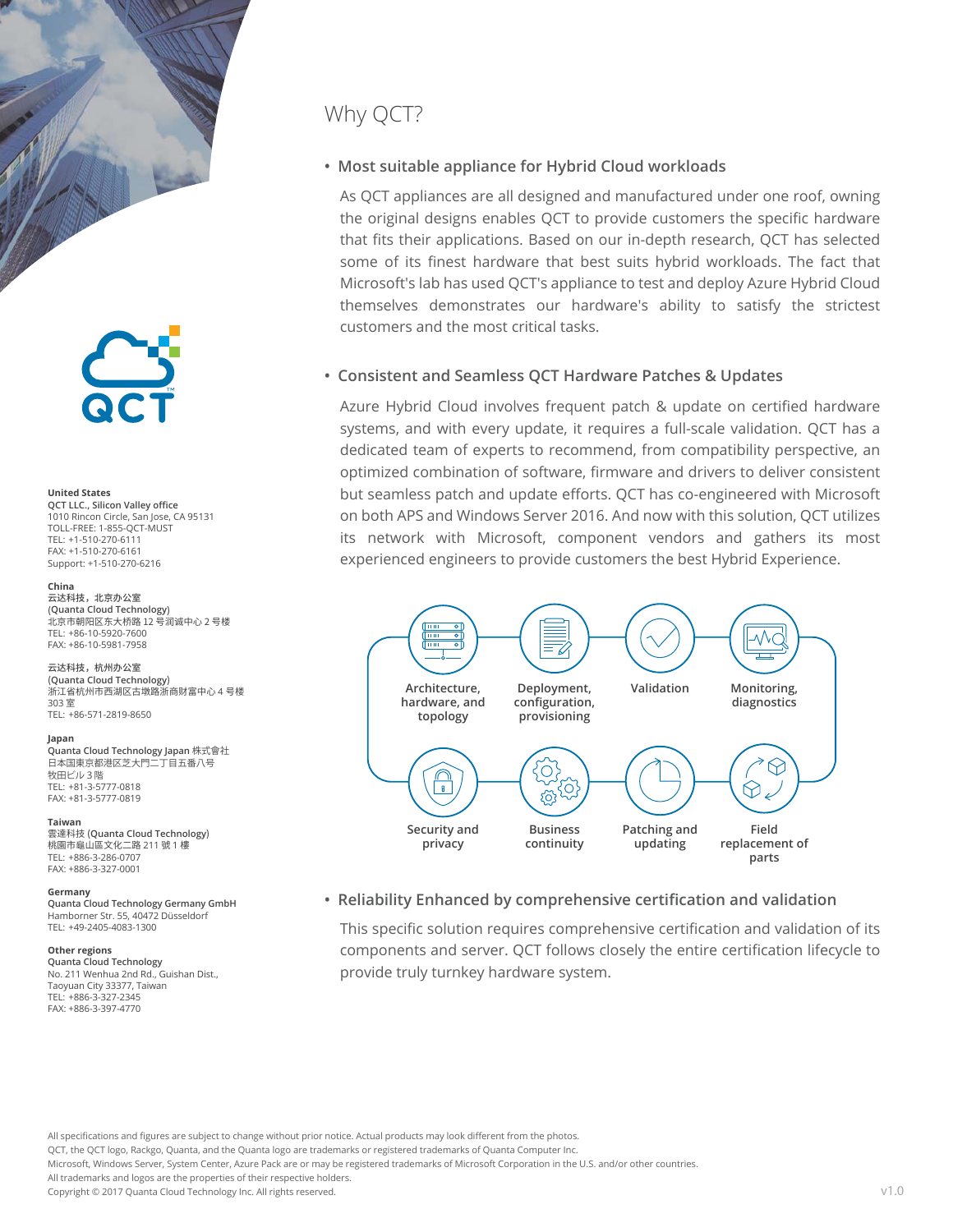# Why QCT?

- **Most suitable appliance for Hybrid Cloud workloads**

  As QCT appliances are all designed and manufactured under one roof, owning the original designs enables QCT to provide customers the specific hardware that fits their applications. Based on our in-depth research, QCT has selected some of its finest hardware that best suits hybrid workloads. The fact that Microsoft's lab has used QCT's appliance to test and deploy Azure Hybrid Cloud themselves demonstrates our hardware's ability to satisfy the strictest customers and the most critical tasks.

- **Consistent and Seamless QCT Hardware Patches & Updates**

  Azure Hybrid Cloud involves frequent patch & update on certified hardware systems, and with every update, it requires a full-scale validation. QCT has a dedicated team of experts to recommend, from compatibility perspective, an optimized combination of software, firmware and drivers to deliver consistent but seamless patch and update efforts. QCT has co-engineered with Microsoft on both APS and Windows Server 2016. And now with this solution, QCT utilizes its network with Microsoft, component vendors and gathers its most experienced engineers to provide customers the best Hybrid Experience.

Architecture, hardware, and topology
Deployment, configuration, provisioning
Validation
Monitoring, diagnostics
Security and privacy
Business continuity
Patching and updating
Field replacement of parts

- **Reliability Enhanced by comprehensive certification and validation**

  This specific solution requires comprehensive certification and validation of its components and server. QCT follows closely the entire certification lifecycle to provide truly turnkey hardware system.

QCT

**United States**
**QCT LLC., Silicon Valley office**
1010 Rincon Circle, San Jose, CA 95131
TOLL-FREE: 1-855-QCT-MUST
TEL: +1-510-270-6111
FAX: +1-510-270-6161
Support: +1-510-270-6216

**China**
**云达科技，北京办公室**
**(Quanta Cloud Technology)**
北京市朝阳区东大桥路 12 号润诚中心 2 号楼
TEL: +86-10-5920-7600
FAX: +86-10-5981-7958

**云达科技，杭州办公室**
**(Quanta Cloud Technology)**
浙江省杭州市西湖区古墩路浙商财富中心 4 号楼 303 室
TEL: +86-571-2819-8650

**Japan**
**Quanta Cloud Technology Japan 株式會社**
日本国東京都港区芝大門二丁目五番八号
牧田ビル 3 階
TEL: +81-3-5777-0818
FAX: +81-3-5777-0819

**Taiwan**
**雲達科技 (Quanta Cloud Technology)**
桃園市龜山區文化二路 211 號 1 樓
TEL: +886-3-286-0707
FAX: +886-3-327-0001

**Germany**
**Quanta Cloud Technology Germany GmbH**
Hamborner Str. 55, 40472 Düsseldorf
TEL: +49-2405-4083-1300

**Other regions**
**Quanta Cloud Technology**
No. 211 Wenhua 2nd Rd., Guishan Dist.,
Taoyuan City 33377, Taiwan
TEL: +886-3-327-2345
FAX: +886-3-397-4770

All specifications and figures are subject to change without prior notice. Actual products may look different from the photos.
QCT, the QCT logo, Rackgo, Quanta, and the Quanta logo are trademarks or registered trademarks of Quanta Computer Inc.
Microsoft, Windows Server, System Center, Azure Pack are or may be registered trademarks of Microsoft Corporation in the U.S. and/or other countries.
All trademarks and logos are the properties of their respective holders.
Copyright © 2017 Quanta Cloud Technology Inc. All rights reserved.

v1.0